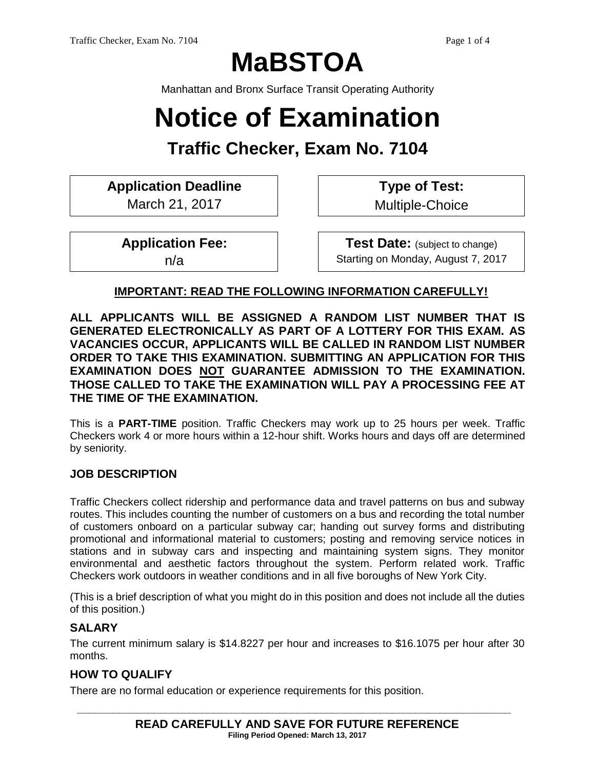# MaBSTOA

Manhattan and Bronx Surface Transit Operating Authority

# Notice of Examination

## Traffic Checker, Exam No. 7104

| **Application Deadline** | **Type of Test:** |
| --- | --- |
| March 21, 2017 | Multiple-Choice |
| **Application Fee:** | **Test Date:** (subject to change) |
| n/a | Starting on Monday, August 7, 2017 |

**IMPORTANT: READ THE FOLLOWING INFORMATION CAREFULLY!**

**ALL APPLICANTS WILL BE ASSIGNED A RANDOM LIST NUMBER THAT IS GENERATED ELECTRONICALLY AS PART OF A LOTTERY FOR THIS EXAM. AS VACANCIES OCCUR, APPLICANTS WILL BE CALLED IN RANDOM LIST NUMBER ORDER TO TAKE THIS EXAMINATION. SUBMITTING AN APPLICATION FOR THIS EXAMINATION DOES NOT GUARANTEE ADMISSION TO THE EXAMINATION. THOSE CALLED TO TAKE THE EXAMINATION WILL PAY A PROCESSING FEE AT THE TIME OF THE EXAMINATION.**

This is a **PART-TIME** position. Traffic Checkers may work up to 25 hours per week. Traffic Checkers work 4 or more hours within a 12-hour shift. Works hours and days off are determined by seniority.

### JOB DESCRIPTION

Traffic Checkers collect ridership and performance data and travel patterns on bus and subway routes. This includes counting the number of customers on a bus and recording the total number of customers onboard on a particular subway car; handing out survey forms and distributing promotional and informational material to customers; posting and removing service notices in stations and in subway cars and inspecting and maintaining system signs. They monitor environmental and aesthetic factors throughout the system. Perform related work. Traffic Checkers work outdoors in weather conditions and in all five boroughs of New York City.

(This is a brief description of what you might do in this position and does not include all the duties of this position.)

### SALARY

The current minimum salary is $14.8227 per hour and increases to $16.1075 per hour after 30 months.

### HOW TO QUALIFY

There are no formal education or experience requirements for this position.

**READ CAREFULLY AND SAVE FOR FUTURE REFERENCE**

**Filing Period Opened: March 13, 2017**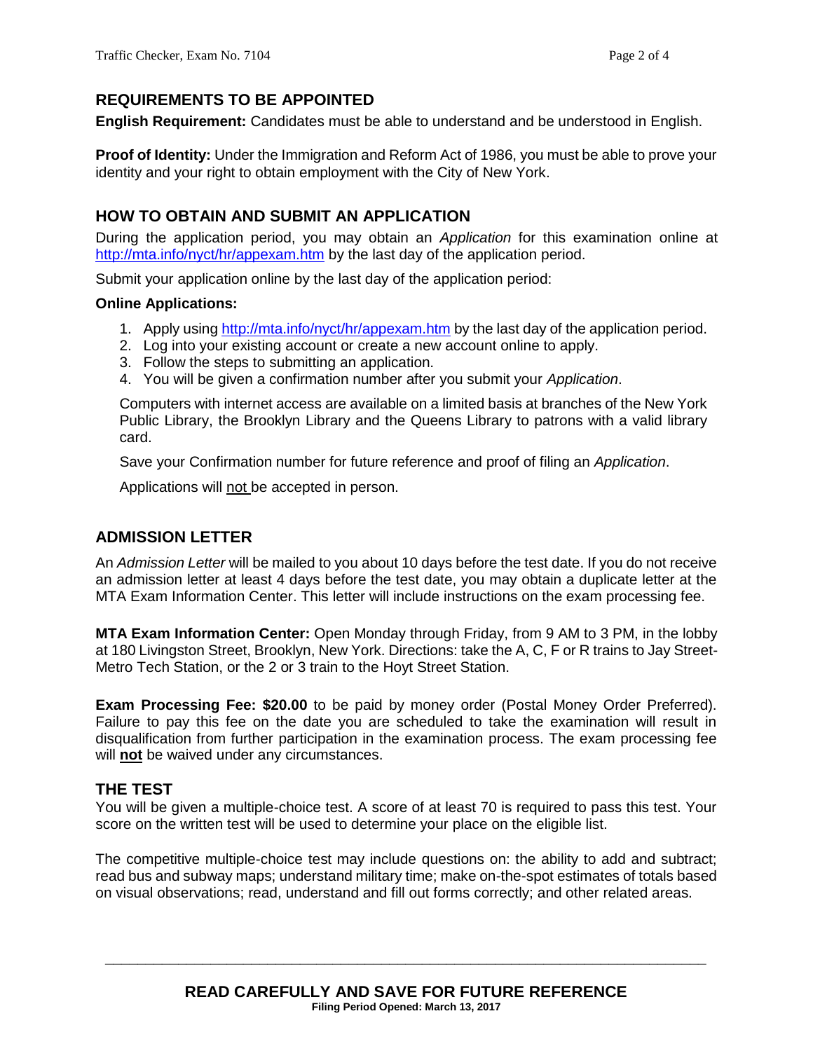## REQUIREMENTS TO BE APPOINTED

**English Requirement:** Candidates must be able to understand and be understood in English.

**Proof of Identity:** Under the Immigration and Reform Act of 1986, you must be able to prove your identity and your right to obtain employment with the City of New York.

## HOW TO OBTAIN AND SUBMIT AN APPLICATION

During the application period, you may obtain an *Application* for this examination online at http://mta.info/nyct/hr/appexam.htm by the last day of the application period.

Submit your application online by the last day of the application period:

**Online Applications:**

1. Apply using http://mta.info/nyct/hr/appexam.htm by the last day of the application period.
2. Log into your existing account or create a new account online to apply.
3. Follow the steps to submitting an application.
4. You will be given a confirmation number after you submit your *Application*.

Computers with internet access are available on a limited basis at branches of the New York Public Library, the Brooklyn Library and the Queens Library to patrons with a valid library card.

Save your Confirmation number for future reference and proof of filing an *Application*.

Applications will not be accepted in person.

## ADMISSION LETTER

An *Admission Letter* will be mailed to you about 10 days before the test date. If you do not receive an admission letter at least 4 days before the test date, you may obtain a duplicate letter at the MTA Exam Information Center. This letter will include instructions on the exam processing fee.

**MTA Exam Information Center:** Open Monday through Friday, from 9 AM to 3 PM, in the lobby at 180 Livingston Street, Brooklyn, New York. Directions: take the A, C, F or R trains to Jay Street-Metro Tech Station, or the 2 or 3 train to the Hoyt Street Station.

**Exam Processing Fee: $20.00** to be paid by money order (Postal Money Order Preferred). Failure to pay this fee on the date you are scheduled to take the examination will result in disqualification from further participation in the examination process. The exam processing fee will **not** be waived under any circumstances.

## THE TEST

You will be given a multiple-choice test. A score of at least 70 is required to pass this test. Your score on the written test will be used to determine your place on the eligible list.

The competitive multiple-choice test may include questions on: the ability to add and subtract; read bus and subway maps; understand military time; make on-the-spot estimates of totals based on visual observations; read, understand and fill out forms correctly; and other related areas.

**READ CAREFULLY AND SAVE FOR FUTURE REFERENCE**

**Filing Period Opened: March 13, 2017**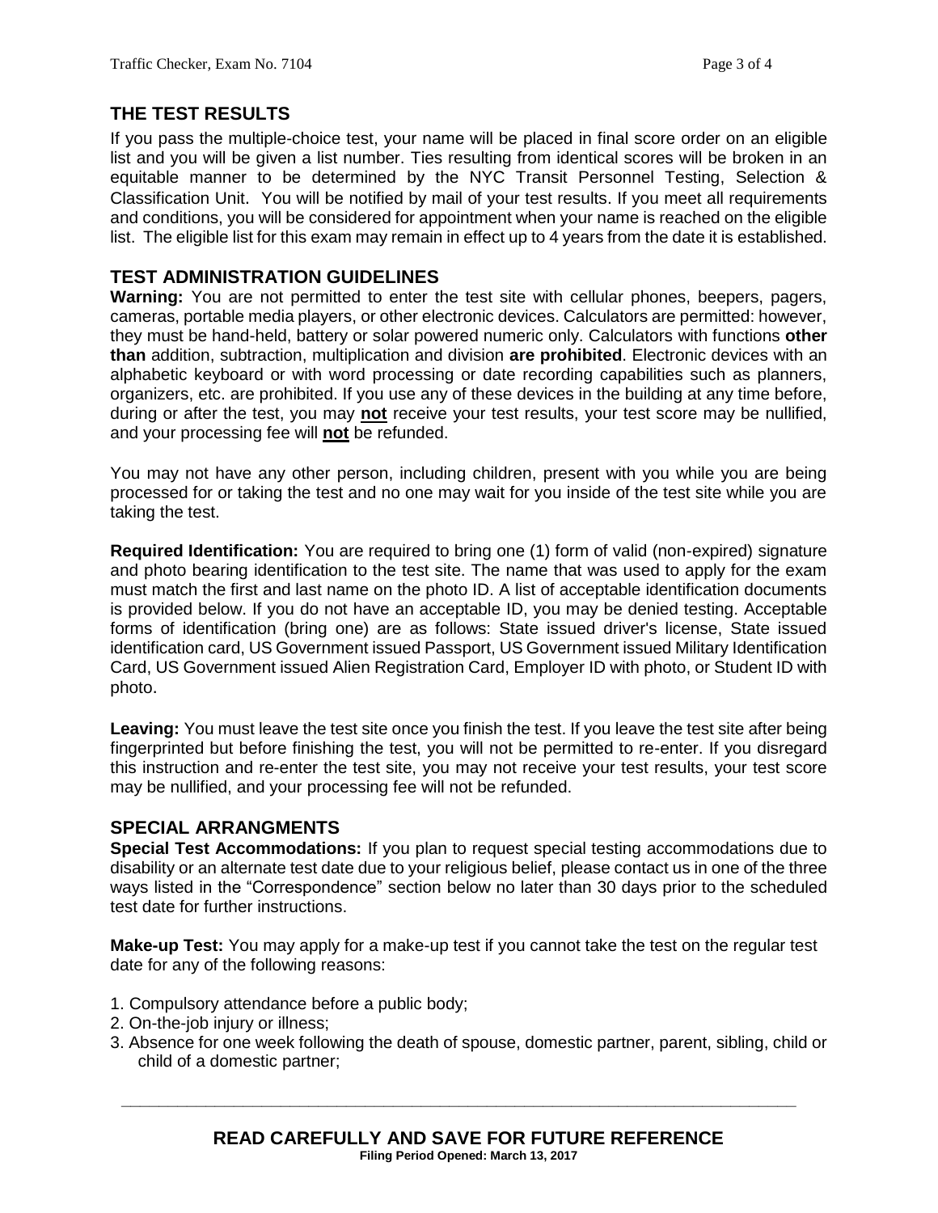## THE TEST RESULTS

If you pass the multiple-choice test, your name will be placed in final score order on an eligible list and you will be given a list number. Ties resulting from identical scores will be broken in an equitable manner to be determined by the NYC Transit Personnel Testing, Selection & Classification Unit. You will be notified by mail of your test results. If you meet all requirements and conditions, you will be considered for appointment when your name is reached on the eligible list. The eligible list for this exam may remain in effect up to 4 years from the date it is established.

## TEST ADMINISTRATION GUIDELINES

**Warning:** You are not permitted to enter the test site with cellular phones, beepers, pagers, cameras, portable media players, or other electronic devices. Calculators are permitted: however, they must be hand-held, battery or solar powered numeric only. Calculators with functions **other than** addition, subtraction, multiplication and division **are prohibited**. Electronic devices with an alphabetic keyboard or with word processing or date recording capabilities such as planners, organizers, etc. are prohibited. If you use any of these devices in the building at any time before, during or after the test, you may **not** receive your test results, your test score may be nullified, and your processing fee will **not** be refunded.

You may not have any other person, including children, present with you while you are being processed for or taking the test and no one may wait for you inside of the test site while you are taking the test.

**Required Identification:** You are required to bring one (1) form of valid (non-expired) signature and photo bearing identification to the test site. The name that was used to apply for the exam must match the first and last name on the photo ID. A list of acceptable identification documents is provided below. If you do not have an acceptable ID, you may be denied testing. Acceptable forms of identification (bring one) are as follows: State issued driver's license, State issued identification card, US Government issued Passport, US Government issued Military Identification Card, US Government issued Alien Registration Card, Employer ID with photo, or Student ID with photo.

**Leaving:** You must leave the test site once you finish the test. If you leave the test site after being fingerprinted but before finishing the test, you will not be permitted to re-enter. If you disregard this instruction and re-enter the test site, you may not receive your test results, your test score may be nullified, and your processing fee will not be refunded.

## SPECIAL ARRANGMENTS

**Special Test Accommodations:** If you plan to request special testing accommodations due to disability or an alternate test date due to your religious belief, please contact us in one of the three ways listed in the "Correspondence" section below no later than 30 days prior to the scheduled test date for further instructions.

**Make-up Test:** You may apply for a make-up test if you cannot take the test on the regular test date for any of the following reasons:

1. Compulsory attendance before a public body;
2. On-the-job injury or illness;
3. Absence for one week following the death of spouse, domestic partner, parent, sibling, child or child of a domestic partner;

**READ CAREFULLY AND SAVE FOR FUTURE REFERENCE**
**Filing Period Opened: March 13, 2017**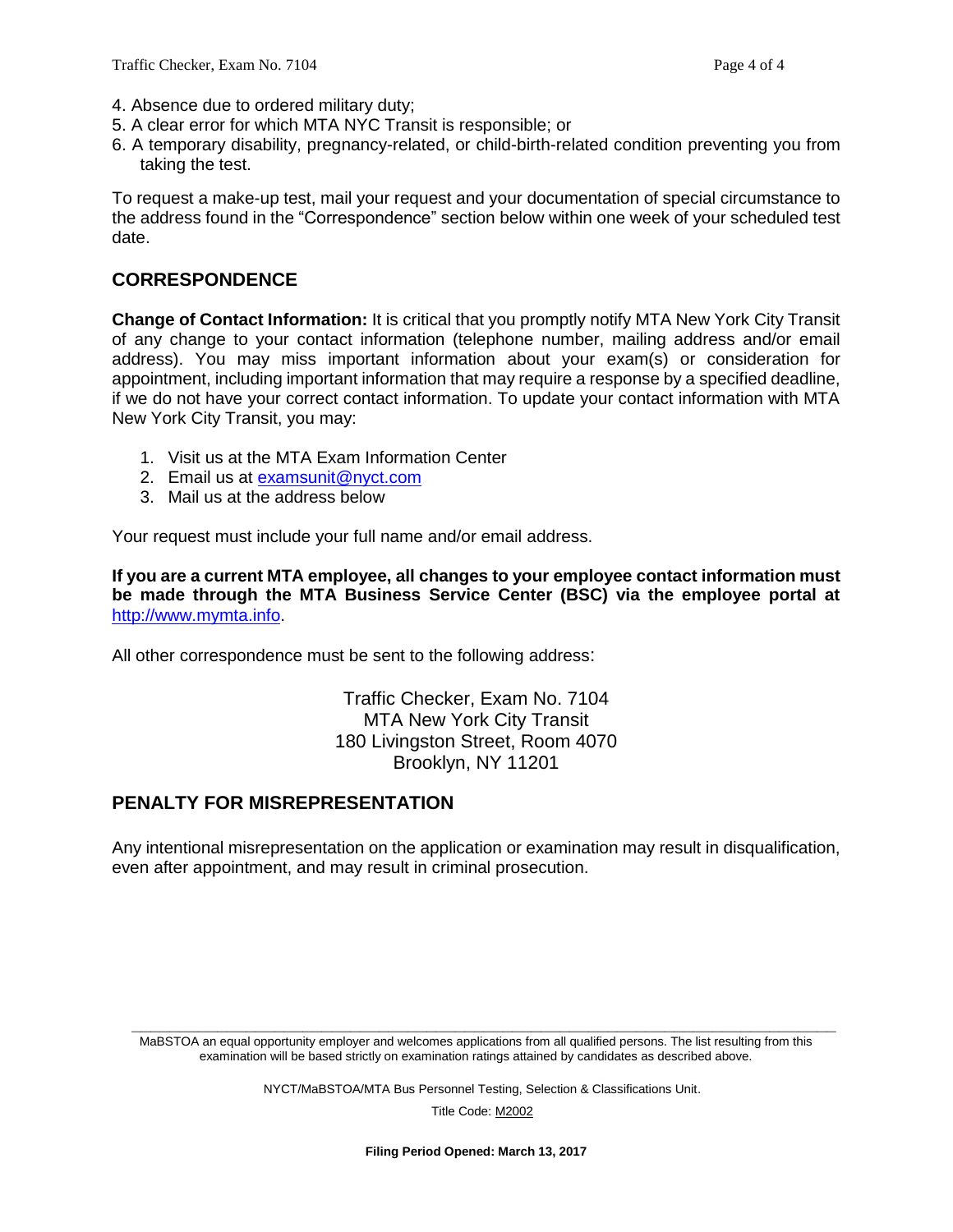4. Absence due to ordered military duty;
5. A clear error for which MTA NYC Transit is responsible; or
6. A temporary disability, pregnancy-related, or child-birth-related condition preventing you from taking the test.

To request a make-up test, mail your request and your documentation of special circumstance to the address found in the "Correspondence" section below within one week of your scheduled test date.

## CORRESPONDENCE

**Change of Contact Information:** It is critical that you promptly notify MTA New York City Transit of any change to your contact information (telephone number, mailing address and/or email address). You may miss important information about your exam(s) or consideration for appointment, including important information that may require a response by a specified deadline, if we do not have your correct contact information. To update your contact information with MTA New York City Transit, you may:

1. Visit us at the MTA Exam Information Center
2. Email us at examsunit@nyct.com
3. Mail us at the address below

Your request must include your full name and/or email address.

**If you are a current MTA employee, all changes to your employee contact information must be made through the MTA Business Service Center (BSC) via the employee portal at** http://www.mymta.info.

All other correspondence must be sent to the following address:

Traffic Checker, Exam No. 7104
MTA New York City Transit
180 Livingston Street, Room 4070
Brooklyn, NY 11201

## PENALTY FOR MISREPRESENTATION

Any intentional misrepresentation on the application or examination may result in disqualification, even after appointment, and may result in criminal prosecution.

---

MaBSTOA an equal opportunity employer and welcomes applications from all qualified persons. The list resulting from this examination will be based strictly on examination ratings attained by candidates as described above.

NYCT/MaBSTOA/MTA Bus Personnel Testing, Selection & Classifications Unit.

Title Code: M2002

**Filing Period Opened: March 13, 2017**